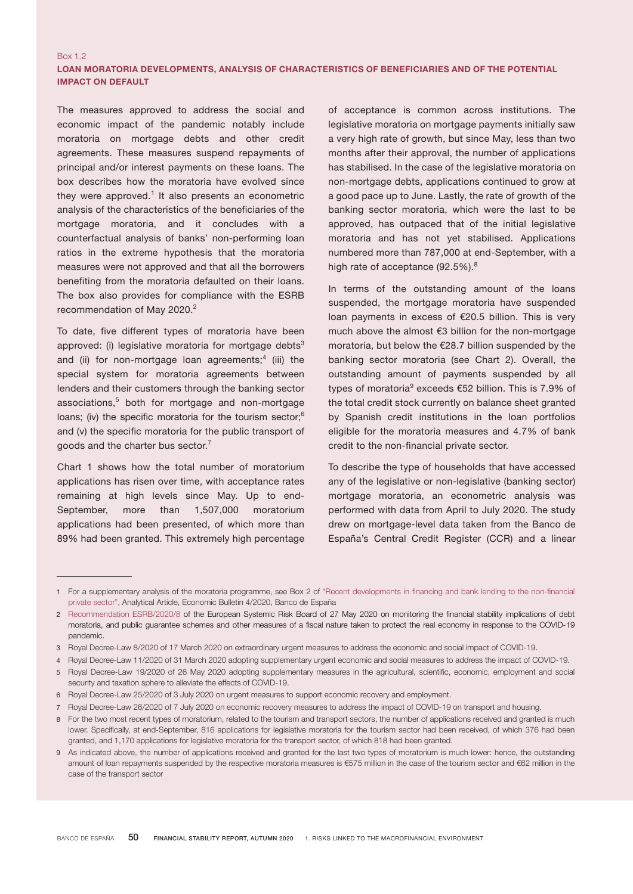Box 1.2

## LOAN MORATORIA DEVELOPMENTS, ANALYSIS OF CHARACTERISTICS OF BENEFICIARIES AND OF THE POTENTIAL IMPACT ON DEFAULT

The measures approved to address the social and economic impact of the pandemic notably include moratoria on mortgage debts and other credit agreements. These measures suspend repayments of principal and/or interest payments on these loans. The box describes how the moratoria have evolved since they were approved.[1] It also presents an econometric analysis of the characteristics of the beneficiaries of the mortgage moratoria, and it concludes with a counterfactual analysis of banks' non-performing loan ratios in the extreme hypothesis that the moratoria measures were not approved and that all the borrowers benefiting from the moratoria defaulted on their loans. The box also provides for compliance with the ESRB recommendation of May 2020.[2]

To date, five different types of moratoria have been approved: (i) legislative moratoria for mortgage debts[3] and (ii) for non-mortgage loan agreements;[4] (iii) the special system for moratoria agreements between lenders and their customers through the banking sector associations,[5] both for mortgage and non-mortgage loans; (iv) the specific moratoria for the tourism sector;[6] and (v) the specific moratoria for the public transport of goods and the charter bus sector.[7]

Chart 1 shows how the total number of moratorium applications has risen over time, with acceptance rates remaining at high levels since May. Up to end-September, more than 1,507,000 moratorium applications had been presented, of which more than 89% had been granted. This extremely high percentage of acceptance is common across institutions. The legislative moratoria on mortgage payments initially saw a very high rate of growth, but since May, less than two months after their approval, the number of applications has stabilised. In the case of the legislative moratoria on non-mortgage debts, applications continued to grow at a good pace up to June. Lastly, the rate of growth of the banking sector moratoria, which were the last to be approved, has outpaced that of the initial legislative moratoria and has not yet stabilised. Applications numbered more than 787,000 at end-September, with a high rate of acceptance (92.5%).[8]

In terms of the outstanding amount of the loans suspended, the mortgage moratoria have suspended loan payments in excess of €20.5 billion. This is very much above the almost €3 billion for the non-mortgage moratoria, but below the €28.7 billion suspended by the banking sector moratoria (see Chart 2). Overall, the outstanding amount of payments suspended by all types of moratoria[9] exceeds €52 billion. This is 7.9% of the total credit stock currently on balance sheet granted by Spanish credit institutions in the loan portfolios eligible for the moratoria measures and 4.7% of bank credit to the non-financial private sector.

To describe the type of households that have accessed any of the legislative or non-legislative (banking sector) mortgage moratoria, an econometric analysis was performed with data from April to July 2020. The study drew on mortgage-level data taken from the Banco de España's Central Credit Register (CCR) and a linear

---

1 For a supplementary analysis of the moratoria programme, see Box 2 of "Recent developments in financing and bank lending to the non-financial private sector", Analytical Article, Economic Bulletin 4/2020, Banco de España

2 Recommendation ESRB/2020/8 of the European Systemic Risk Board of 27 May 2020 on monitoring the financial stability implications of debt moratoria, and public guarantee schemes and other measures of a fiscal nature taken to protect the real economy in response to the COVID-19 pandemic.

3 Royal Decree-Law 8/2020 of 17 March 2020 on extraordinary urgent measures to address the economic and social impact of COVID-19.

4 Royal Decree-Law 11/2020 of 31 March 2020 adopting supplementary urgent economic and social measures to address the impact of COVID-19.

5 Royal Decree-Law 19/2020 of 26 May 2020 adopting supplementary measures in the agricultural, scientific, economic, employment and social security and taxation sphere to alleviate the effects of COVID-19.

6 Royal Decree-Law 25/2020 of 3 July 2020 on urgent measures to support economic recovery and employment.

7 Royal Decree-Law 26/2020 of 7 July 2020 on economic recovery measures to address the impact of COVID-19 on transport and housing.

8 For the two most recent types of moratorium, related to the tourism and transport sectors, the number of applications received and granted is much lower. Specifically, at end-September, 816 applications for legislative moratoria for the tourism sector had been received, of which 376 had been granted, and 1,170 applications for legislative moratoria for the transport sector, of which 818 had been granted.

9 As indicated above, the number of applications received and granted for the last two types of moratorium is much lower: hence, the outstanding amount of loan repayments suspended by the respective moratoria measures is €575 million in the case of the tourism sector and €62 million in the case of the transport sector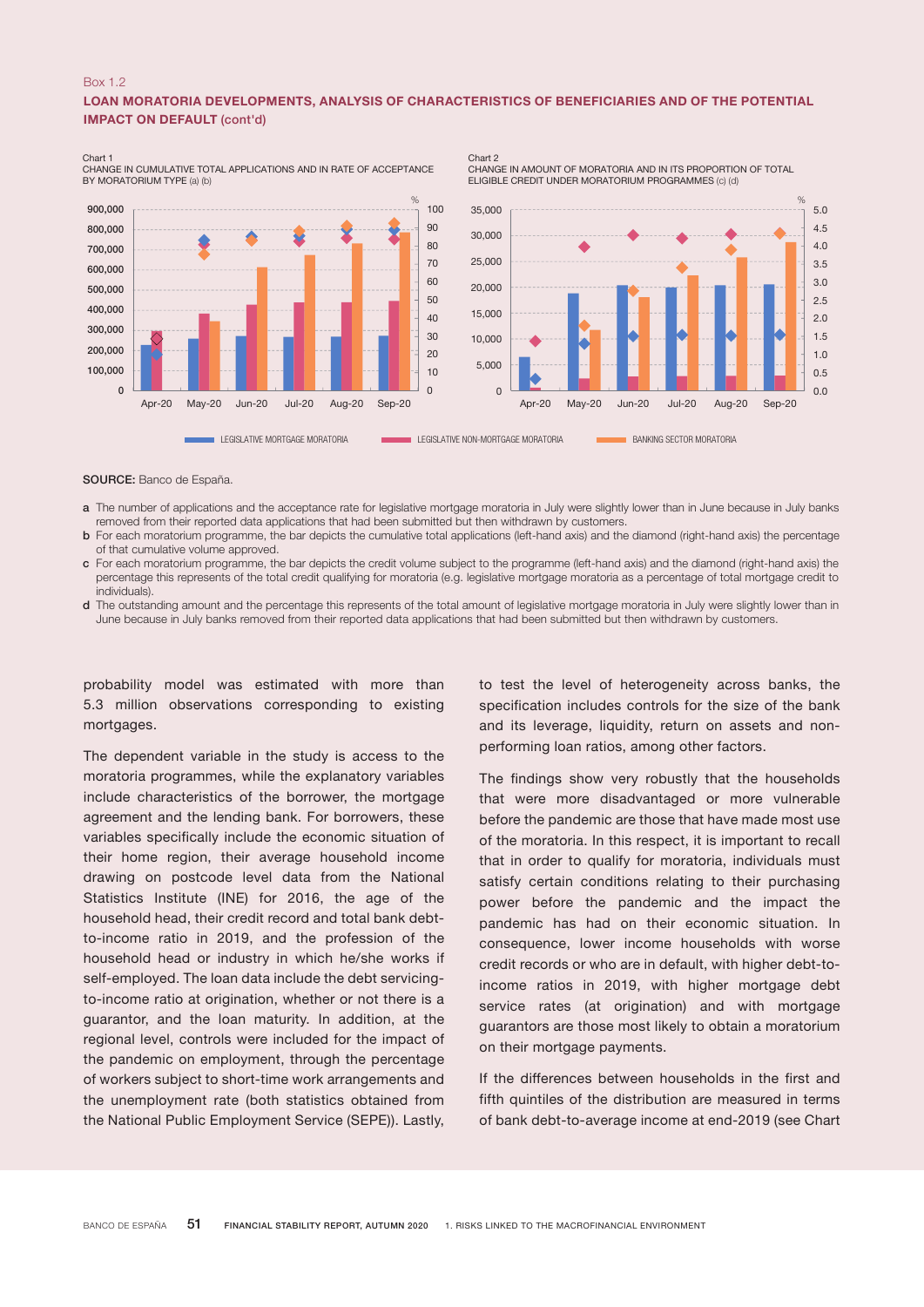Box 1.2

## LOAN MORATORIA DEVELOPMENTS, ANALYSIS OF CHARACTERISTICS OF BENEFICIARIES AND OF THE POTENTIAL IMPACT ON DEFAULT (cont'd)

Chart 1
CHANGE IN CUMULATIVE TOTAL APPLICATIONS AND IN RATE OF ACCEPTANCE BY MORATORIUM TYPE (a) (b)

Chart 2
CHANGE IN AMOUNT OF MORATORIA AND IN ITS PROPORTION OF TOTAL ELIGIBLE CREDIT UNDER MORATORIUM PROGRAMMES (c) (d)

LEGISLATIVE MORTGAGE MORATORIA — LEGISLATIVE NON-MORTGAGE MORATORIA — BANKING SECTOR MORATORIA

**SOURCE:** Banco de España.

a The number of applications and the acceptance rate for legislative mortgage moratoria in July were slightly lower than in June because in July banks removed from their reported data applications that had been submitted but then withdrawn by customers.

b For each moratorium programme, the bar depicts the cumulative total applications (left-hand axis) and the diamond (right-hand axis) the percentage of that cumulative volume approved.

c For each moratorium programme, the bar depicts the credit volume subject to the programme (left-hand axis) and the diamond (right-hand axis) the percentage this represents of the total credit qualifying for moratoria (e.g. legislative mortgage moratoria as a percentage of total mortgage credit to individuals).

d The outstanding amount and the percentage this represents of the total amount of legislative mortgage moratoria in July were slightly lower than in June because in July banks removed from their reported data applications that had been submitted but then withdrawn by customers.

probability model was estimated with more than 5.3 million observations corresponding to existing mortgages.

The dependent variable in the study is access to the moratoria programmes, while the explanatory variables include characteristics of the borrower, the mortgage agreement and the lending bank. For borrowers, these variables specifically include the economic situation of their home region, their average household income drawing on postcode level data from the National Statistics Institute (INE) for 2016, the age of the household head, their credit record and total bank debt-to-income ratio in 2019, and the profession of the household head or industry in which he/she works if self-employed. The loan data include the debt servicing-to-income ratio at origination, whether or not there is a guarantor, and the loan maturity. In addition, at the regional level, controls were included for the impact of the pandemic on employment, through the percentage of workers subject to short-time work arrangements and the unemployment rate (both statistics obtained from the National Public Employment Service (SEPE)). Lastly, to test the level of heterogeneity across banks, the specification includes controls for the size of the bank and its leverage, liquidity, return on assets and non-performing loan ratios, among other factors.

The findings show very robustly that the households that were more disadvantaged or more vulnerable before the pandemic are those that have made most use of the moratoria. In this respect, it is important to recall that in order to qualify for moratoria, individuals must satisfy certain conditions relating to their purchasing power before the pandemic and the impact the pandemic has had on their economic situation. In consequence, lower income households with worse credit records or who are in default, with higher debt-to-income ratios in 2019, with higher mortgage debt service rates (at origination) and with mortgage guarantors are those most likely to obtain a moratorium on their mortgage payments.

If the differences between households in the first and fifth quintiles of the distribution are measured in terms of bank debt-to-average income at end-2019 (see Chart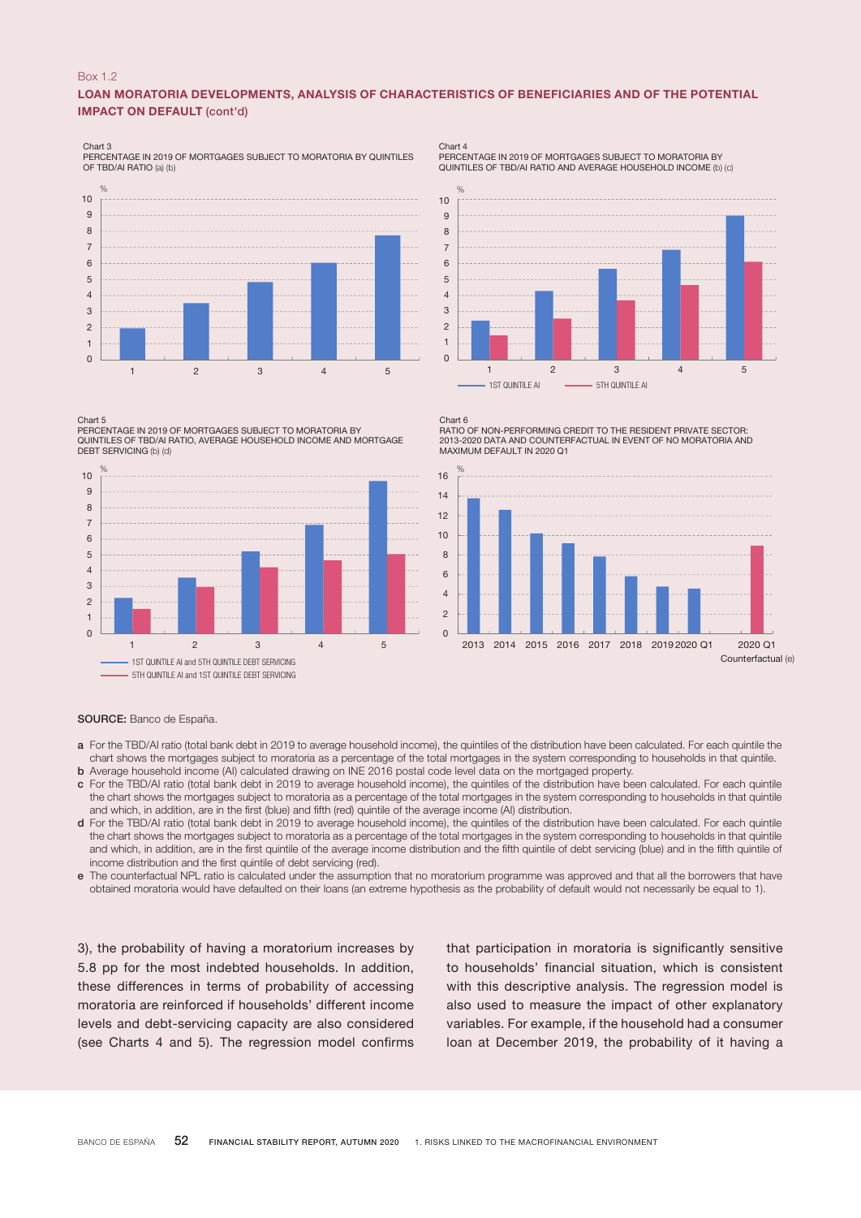Box 1.2

## LOAN MORATORIA DEVELOPMENTS, ANALYSIS OF CHARACTERISTICS OF BENEFICIARIES AND OF THE POTENTIAL IMPACT ON DEFAULT (cont'd)

Chart 3
PERCENTAGE IN 2019 OF MORTGAGES SUBJECT TO MORATORIA BY QUINTILES OF TBD/AI RATIO (a) (b)

Chart 4
PERCENTAGE IN 2019 OF MORTGAGES SUBJECT TO MORATORIA BY QUINTILES OF TBD/AI RATIO AND AVERAGE HOUSEHOLD INCOME (b) (c)

Chart 5
PERCENTAGE IN 2019 OF MORTGAGES SUBJECT TO MORATORIA BY QUINTILES OF TBD/AI RATIO, AVERAGE HOUSEHOLD INCOME AND MORTGAGE DEBT SERVICING (b) (d)

Chart 6
RATIO OF NON-PERFORMING CREDIT TO THE RESIDENT PRIVATE SECTOR: 2013-2020 DATA AND COUNTERFACTUAL IN EVENT OF NO MORATORIA AND MAXIMUM DEFAULT IN 2020 Q1

**SOURCE:** Banco de España.

**a** For the TBD/AI ratio (total bank debt in 2019 to average household income), the quintiles of the distribution have been calculated. For each quintile the chart shows the mortgages subject to moratoria as a percentage of the total mortgages in the system corresponding to households in that quintile.
**b** Average household income (AI) calculated drawing on INE 2016 postal code level data on the mortgaged property.
**c** For the TBD/AI ratio (total bank debt in 2019 to average household income), the quintiles of the distribution have been calculated. For each quintile the chart shows the mortgages subject to moratoria as a percentage of the total mortgages in the system corresponding to households in that quintile and which, in addition, are in the first (blue) and fifth (red) quintile of the average income (AI) distribution.
**d** For the TBD/AI ratio (total bank debt in 2019 to average household income), the quintiles of the distribution have been calculated. For each quintile the chart shows the mortgages subject to moratoria as a percentage of the total mortgages in the system corresponding to households in that quintile and which, in addition, are in the first quintile of the average income distribution and the fifth quintile of debt servicing (blue) and in the fifth quintile of income distribution and the first quintile of debt servicing (red).
**e** The counterfactual NPL ratio is calculated under the assumption that no moratorium programme was approved and that all the borrowers that have obtained moratoria would have defaulted on their loans (an extreme hypothesis as the probability of default would not necessarily be equal to 1).

3), the probability of having a moratorium increases by 5.8 pp for the most indebted households. In addition, these differences in terms of probability of accessing moratoria are reinforced if households' different income levels and debt-servicing capacity are also considered (see Charts 4 and 5). The regression model confirms that participation in moratoria is significantly sensitive to households' financial situation, which is consistent with this descriptive analysis. The regression model is also used to measure the impact of other explanatory variables. For example, if the household had a consumer loan at December 2019, the probability of it having a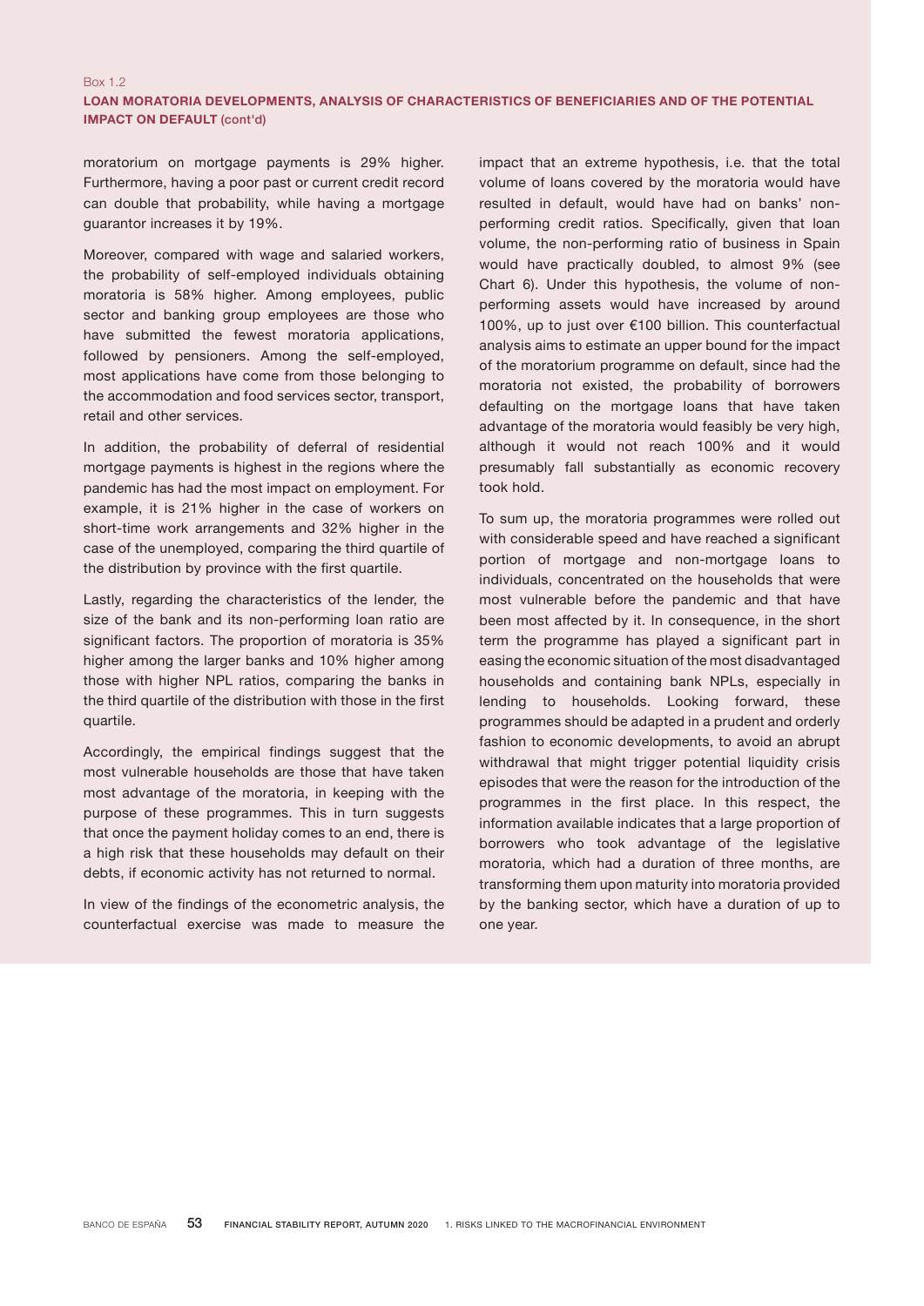Box 1.2

**LOAN MORATORIA DEVELOPMENTS, ANALYSIS OF CHARACTERISTICS OF BENEFICIARIES AND OF THE POTENTIAL IMPACT ON DEFAULT (cont'd)**

moratorium on mortgage payments is 29% higher. Furthermore, having a poor past or current credit record can double that probability, while having a mortgage guarantor increases it by 19%.

Moreover, compared with wage and salaried workers, the probability of self-employed individuals obtaining moratoria is 58% higher. Among employees, public sector and banking group employees are those who have submitted the fewest moratoria applications, followed by pensioners. Among the self-employed, most applications have come from those belonging to the accommodation and food services sector, transport, retail and other services.

In addition, the probability of deferral of residential mortgage payments is highest in the regions where the pandemic has had the most impact on employment. For example, it is 21% higher in the case of workers on short-time work arrangements and 32% higher in the case of the unemployed, comparing the third quartile of the distribution by province with the first quartile.

Lastly, regarding the characteristics of the lender, the size of the bank and its non-performing loan ratio are significant factors. The proportion of moratoria is 35% higher among the larger banks and 10% higher among those with higher NPL ratios, comparing the banks in the third quartile of the distribution with those in the first quartile.

Accordingly, the empirical findings suggest that the most vulnerable households are those that have taken most advantage of the moratoria, in keeping with the purpose of these programmes. This in turn suggests that once the payment holiday comes to an end, there is a high risk that these households may default on their debts, if economic activity has not returned to normal.

In view of the findings of the econometric analysis, the counterfactual exercise was made to measure the impact that an extreme hypothesis, i.e. that the total volume of loans covered by the moratoria would have resulted in default, would have had on banks' non-performing credit ratios. Specifically, given that loan volume, the non-performing ratio of business in Spain would have practically doubled, to almost 9% (see Chart 6). Under this hypothesis, the volume of non-performing assets would have increased by around 100%, up to just over €100 billion. This counterfactual analysis aims to estimate an upper bound for the impact of the moratorium programme on default, since had the moratoria not existed, the probability of borrowers defaulting on the mortgage loans that have taken advantage of the moratoria would feasibly be very high, although it would not reach 100% and it would presumably fall substantially as economic recovery took hold.

To sum up, the moratoria programmes were rolled out with considerable speed and have reached a significant portion of mortgage and non-mortgage loans to individuals, concentrated on the households that were most vulnerable before the pandemic and that have been most affected by it. In consequence, in the short term the programme has played a significant part in easing the economic situation of the most disadvantaged households and containing bank NPLs, especially in lending to households. Looking forward, these programmes should be adapted in a prudent and orderly fashion to economic developments, to avoid an abrupt withdrawal that might trigger potential liquidity crisis episodes that were the reason for the introduction of the programmes in the first place. In this respect, the information available indicates that a large proportion of borrowers who took advantage of the legislative moratoria, which had a duration of three months, are transforming them upon maturity into moratoria provided by the banking sector, which have a duration of up to one year.